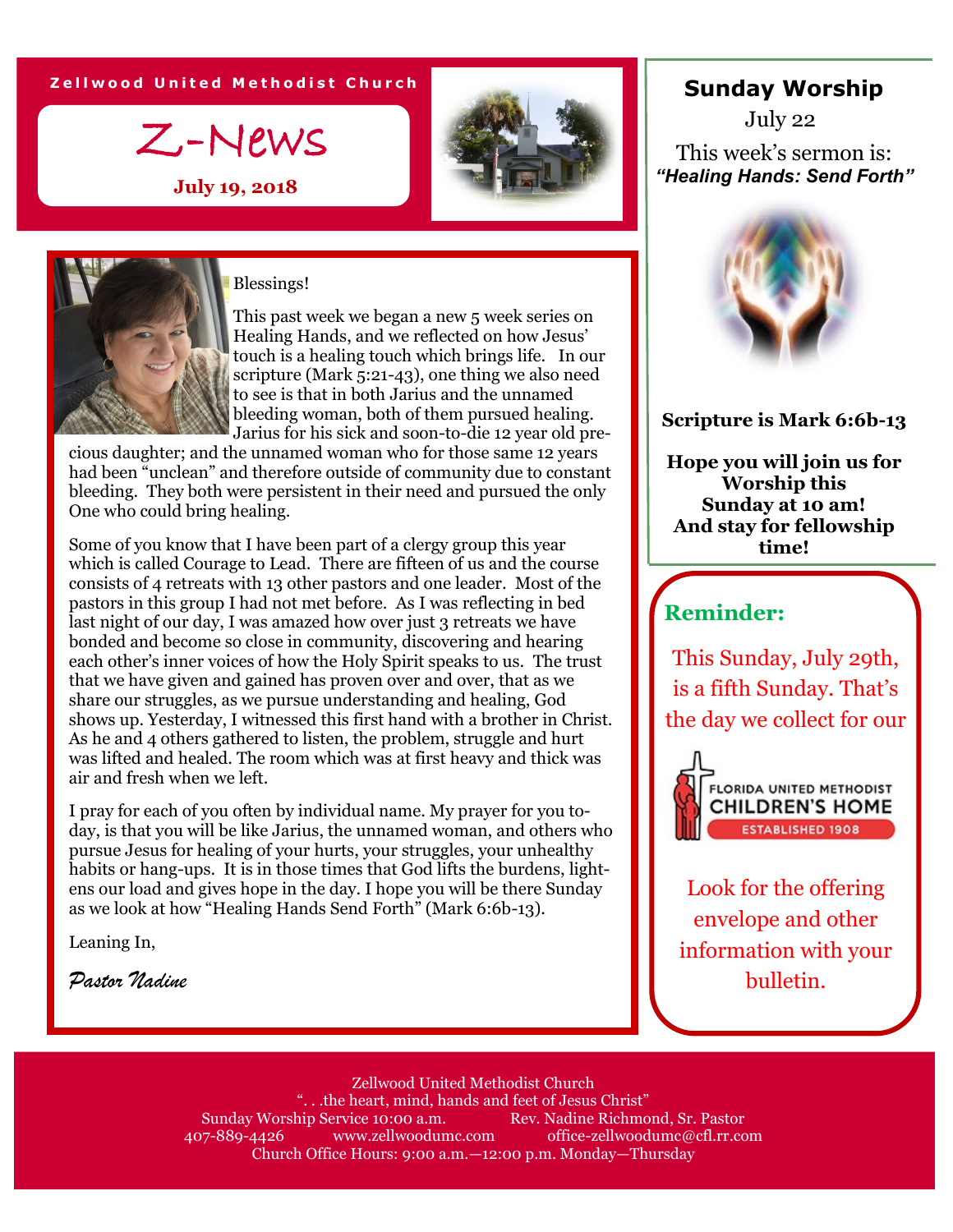Zellwood United Methodist Church

# Z-News

**July 19, 2018**

Blessings!

This past week we began a new 5 week series on Healing Hands, and we reflected on how Jesus' touch is a healing touch which brings life. In our scripture (Mark 5:21-43), one thing we also need to see is that in both Jarius and the unnamed bleeding woman, both of them pursued healing. Jarius for his sick and soon-to-die 12 year old precious daughter; and the unnamed woman who for those same 12 years had been "unclean" and therefore outside of community due to constant bleeding. They both were persistent in their need and pursued the only One who could bring healing.

Some of you know that I have been part of a clergy group this year which is called Courage to Lead. There are fifteen of us and the course consists of 4 retreats with 13 other pastors and one leader. Most of the pastors in this group I had not met before. As I was reflecting in bed last night of our day, I was amazed how over just 3 retreats we have bonded and become so close in community, discovering and hearing each other's inner voices of how the Holy Spirit speaks to us. The trust that we have given and gained has proven over and over, that as we share our struggles, as we pursue understanding and healing, God shows up. Yesterday, I witnessed this first hand with a brother in Christ. As he and 4 others gathered to listen, the problem, struggle and hurt was lifted and healed. The room which was at first heavy and thick was air and fresh when we left.

I pray for each of you often by individual name. My prayer for you today, is that you will be like Jarius, the unnamed woman, and others who pursue Jesus for healing of your hurts, your struggles, your unhealthy habits or hang-ups. It is in those times that God lifts the burdens, lightens our load and gives hope in the day. I hope you will be there Sunday as we look at how "Healing Hands Send Forth" (Mark 6:6b-13).

Leaning In,

*Pastor Nadine*

## Sunday Worship

July 22

This week's sermon is:
***"Healing Hands: Send Forth"***

**Scripture is Mark 6:6b-13**

**Hope you will join us for Worship this Sunday at 10 am! And stay for fellowship time!**

## Reminder:

This Sunday, July 29th, is a fifth Sunday. That's the day we collect for our

FLORIDA UNITED METHODIST CHILDREN'S HOME
ESTABLISHED 1908

Look for the offering envelope and other information with your bulletin.

Zellwood United Methodist Church
". . .the heart, mind, hands and feet of Jesus Christ"
Sunday Worship Service 10:00 a.m. Rev. Nadine Richmond, Sr. Pastor
407-889-4426 www.zellwoodumc.com office-zellwoodumc@cfl.rr.com
Church Office Hours: 9:00 a.m.—12:00 p.m. Monday—Thursday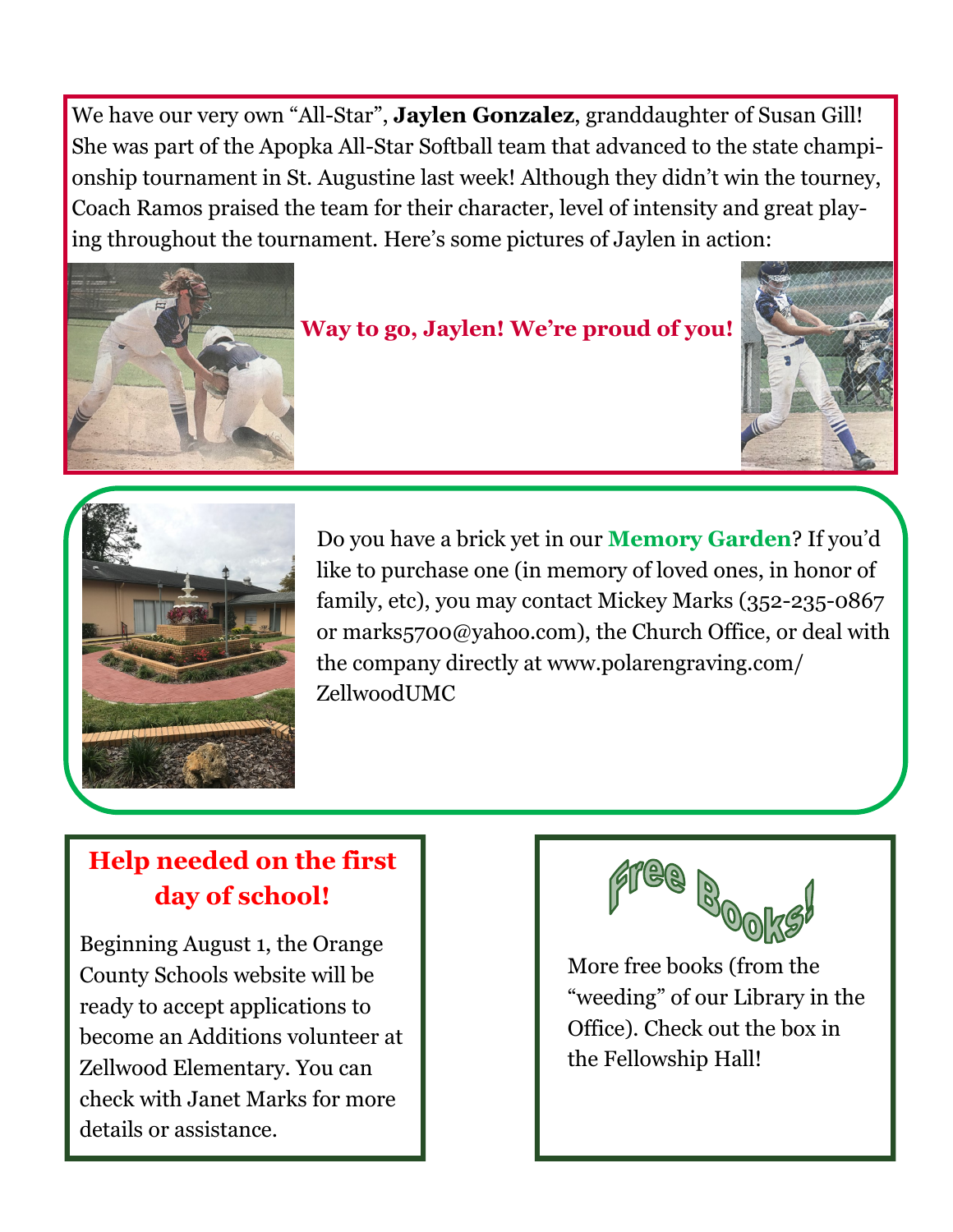We have our very own "All-Star", **Jaylen Gonzalez**, granddaughter of Susan Gill! She was part of the Apopka All-Star Softball team that advanced to the state championship tournament in St. Augustine last week! Although they didn't win the tourney, Coach Ramos praised the team for their character, level of intensity and great playing throughout the tournament. Here's some pictures of Jaylen in action:

**Way to go, Jaylen! We're proud of you!**

Do you have a brick yet in our **Memory Garden**? If you'd like to purchase one (in memory of loved ones, in honor of family, etc), you may contact Mickey Marks (352-235-0867 or marks5700@yahoo.com), the Church Office, or deal with the company directly at www.polarengraving.com/ZellwoodUMC

## Help needed on the first day of school!

Beginning August 1, the Orange County Schools website will be ready to accept applications to become an Additions volunteer at Zellwood Elementary. You can check with Janet Marks for more details or assistance.

## Free Books!

More free books (from the "weeding" of our Library in the Office). Check out the box in the Fellowship Hall!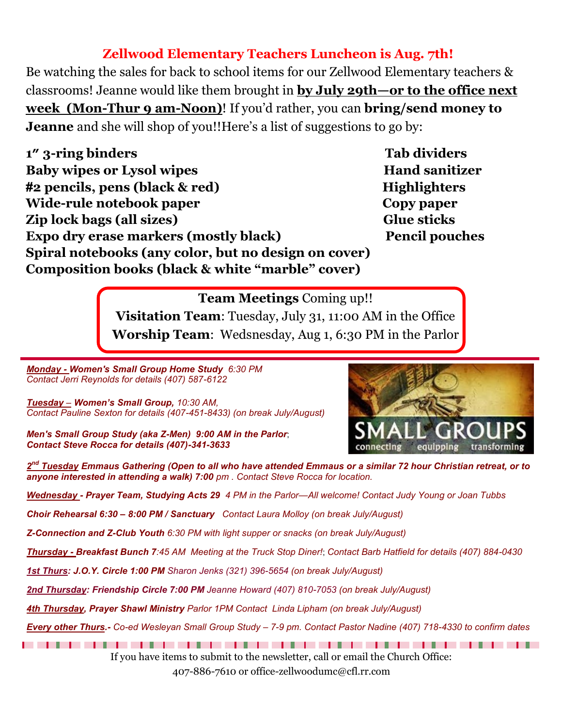## Zellwood Elementary Teachers Luncheon is Aug. 7th!

Be watching the sales for back to school items for our Zellwood Elementary teachers & classrooms! Jeanne would like them brought in **by July 29th—or to the office next week (Mon-Thur 9 am-Noon)**! If you'd rather, you can **bring/send money to Jeanne** and she will shop of you!!Here's a list of suggestions to go by:

- **1" 3-ring binders**
- **Baby wipes or Lysol wipes**
- **#2 pencils, pens (black & red)**
- **Wide-rule notebook paper**
- **Zip lock bags (all sizes)**
- **Expo dry erase markers (mostly black)**
- **Spiral notebooks (any color, but no design on cover)**
- **Composition books (black & white "marble" cover)**
- **Tab dividers**
- **Hand sanitizer**
- **Highlighters**
- **Copy paper**
- **Glue sticks**
- **Pencil pouches**

**Team Meetings** Coming up!!

**Visitation Team**: Tuesday, July 31, 11:00 AM in the Office

**Worship Team**: Wedsnesday, Aug 1, 6:30 PM in the Parlor

***Monday - Women's Small Group Home Study*** *6:30 PM*
*Contact Jerri Reynolds for details (407) 587-6122*

***Tuesday – Women's Small Group,*** *10:30 AM,*
*Contact Pauline Sexton for details (407-451-8433) (on break July/August)*

***Men's Small Group Study (aka Z-Men) 9:00 AM in the Parlor****;*
***Contact Steve Rocca for details (407)-341-3633***

***2nd Tuesday Emmaus Gathering (Open to all who have attended Emmaus or a similar 72 hour Christian retreat, or to anyone interested in attending a walk) 7:00*** *pm . Contact Steve Rocca for location.*

***Wednesday - Prayer Team, Studying Acts 29*** *4 PM in the Parlor—All welcome! Contact Judy Young or Joan Tubbs*

***Choir Rehearsal 6:30 – 8:00 PM / Sanctuary*** *Contact Laura Molloy (on break July/August)*

***Z-Connection and Z-Club Youth*** *6:30 PM with light supper or snacks (on break July/August)*

***Thursday - Breakfast Bunch 7****:45 AM Meeting at the Truck Stop Diner!; Contact Barb Hatfield for details (407) 884-0430*

***1st Thurs: J.O.Y. Circle 1:00 PM*** *Sharon Jenks (321) 396-5654 (on break July/August)*

***2nd Thursday: Friendship Circle 7:00 PM*** *Jeanne Howard (407) 810-7053 (on break July/August)*

***4th Thursday, Prayer Shawl Ministry*** *Parlor 1PM Contact Linda Lipham (on break July/August)*

***Every other Thurs.****- Co-ed Wesleyan Small Group Study – 7-9 pm. Contact Pastor Nadine (407) 718-4330 to confirm dates*

If you have items to submit to the newsletter, call or email the Church Office:
407-886-7610 or office-zellwoodumc@cfl.rr.com